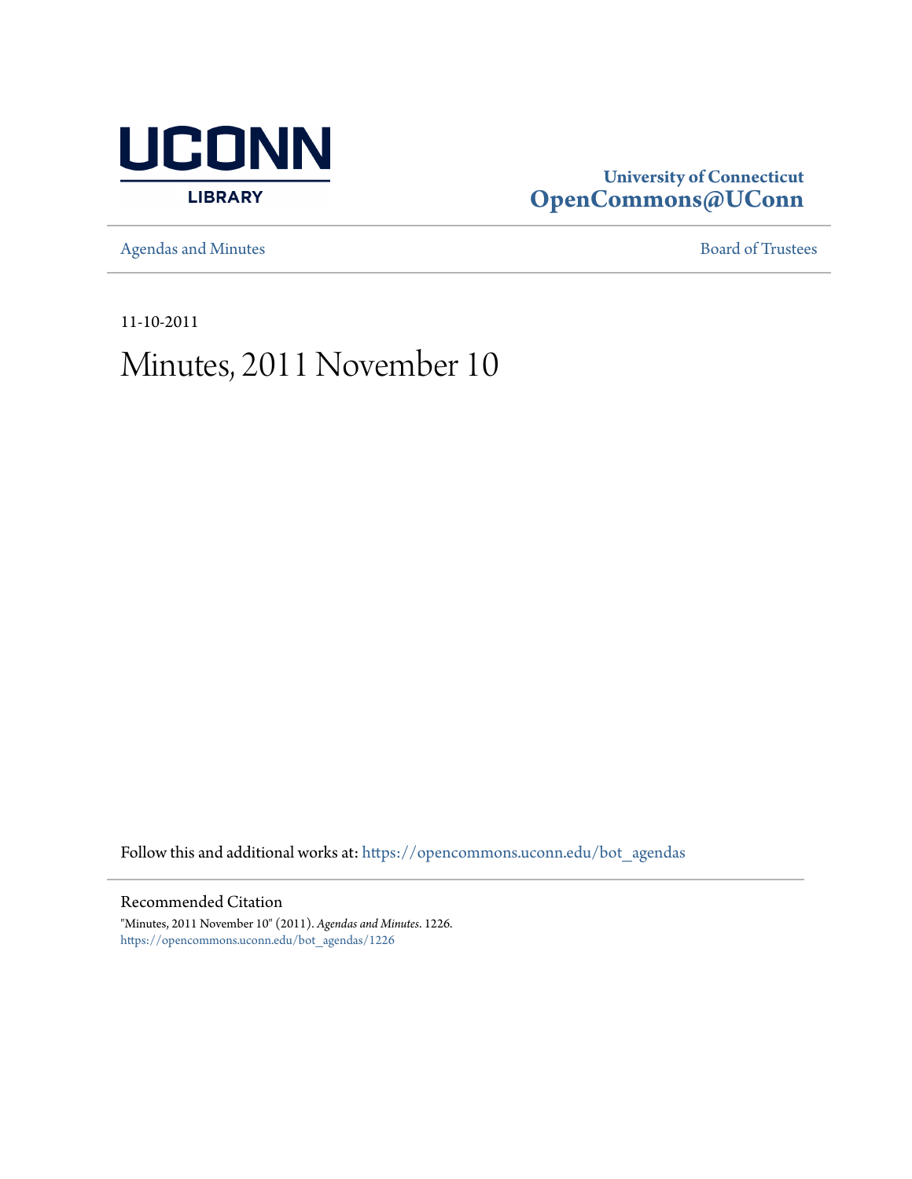UCONN LIBRARY

University of Connecticut
**OpenCommons@UConn**

Agendas and Minutes | Board of Trustees

11-10-2011

# Minutes, 2011 November 10

Follow this and additional works at: https://opencommons.uconn.edu/bot_agendas

## Recommended Citation

"Minutes, 2011 November 10" (2011). *Agendas and Minutes*. 1226.
https://opencommons.uconn.edu/bot_agendas/1226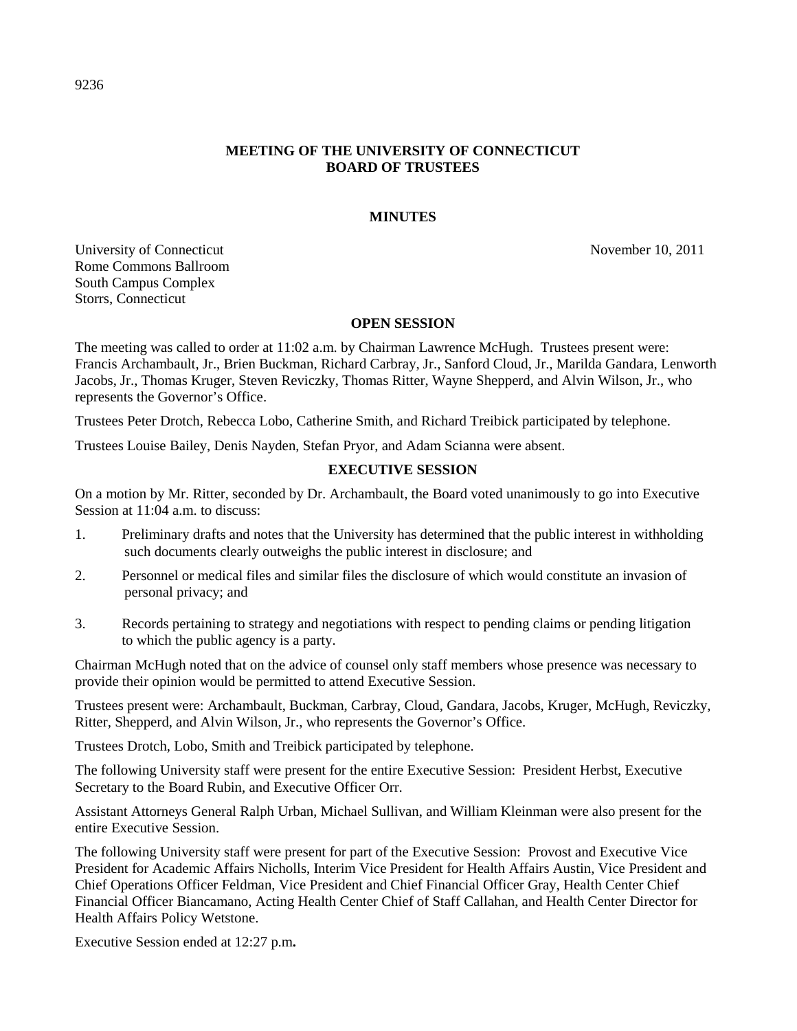# MEETING OF THE UNIVERSITY OF CONNECTICUT BOARD OF TRUSTEES

## MINUTES

University of Connecticut  
Rome Commons Ballroom  
South Campus Complex  
Storrs, Connecticut

November 10, 2011

### OPEN SESSION

The meeting was called to order at 11:02 a.m. by Chairman Lawrence McHugh. Trustees present were: Francis Archambault, Jr., Brien Buckman, Richard Carbray, Jr., Sanford Cloud, Jr., Marilda Gandara, Lenworth Jacobs, Jr., Thomas Kruger, Steven Reviczky, Thomas Ritter, Wayne Shepperd, and Alvin Wilson, Jr., who represents the Governor's Office.

Trustees Peter Drotch, Rebecca Lobo, Catherine Smith, and Richard Treibick participated by telephone.

Trustees Louise Bailey, Denis Nayden, Stefan Pryor, and Adam Scianna were absent.

### EXECUTIVE SESSION

On a motion by Mr. Ritter, seconded by Dr. Archambault, the Board voted unanimously to go into Executive Session at 11:04 a.m. to discuss:

1. Preliminary drafts and notes that the University has determined that the public interest in withholding such documents clearly outweighs the public interest in disclosure; and
2. Personnel or medical files and similar files the disclosure of which would constitute an invasion of personal privacy; and
3. Records pertaining to strategy and negotiations with respect to pending claims or pending litigation to which the public agency is a party.

Chairman McHugh noted that on the advice of counsel only staff members whose presence was necessary to provide their opinion would be permitted to attend Executive Session.

Trustees present were: Archambault, Buckman, Carbray, Cloud, Gandara, Jacobs, Kruger, McHugh, Reviczky, Ritter, Shepperd, and Alvin Wilson, Jr., who represents the Governor's Office.

Trustees Drotch, Lobo, Smith and Treibick participated by telephone.

The following University staff were present for the entire Executive Session: President Herbst, Executive Secretary to the Board Rubin, and Executive Officer Orr.

Assistant Attorneys General Ralph Urban, Michael Sullivan, and William Kleinman were also present for the entire Executive Session.

The following University staff were present for part of the Executive Session: Provost and Executive Vice President for Academic Affairs Nicholls, Interim Vice President for Health Affairs Austin, Vice President and Chief Operations Officer Feldman, Vice President and Chief Financial Officer Gray, Health Center Chief Financial Officer Biancamano, Acting Health Center Chief of Staff Callahan, and Health Center Director for Health Affairs Policy Wetstone.

Executive Session ended at 12:27 p.m**.**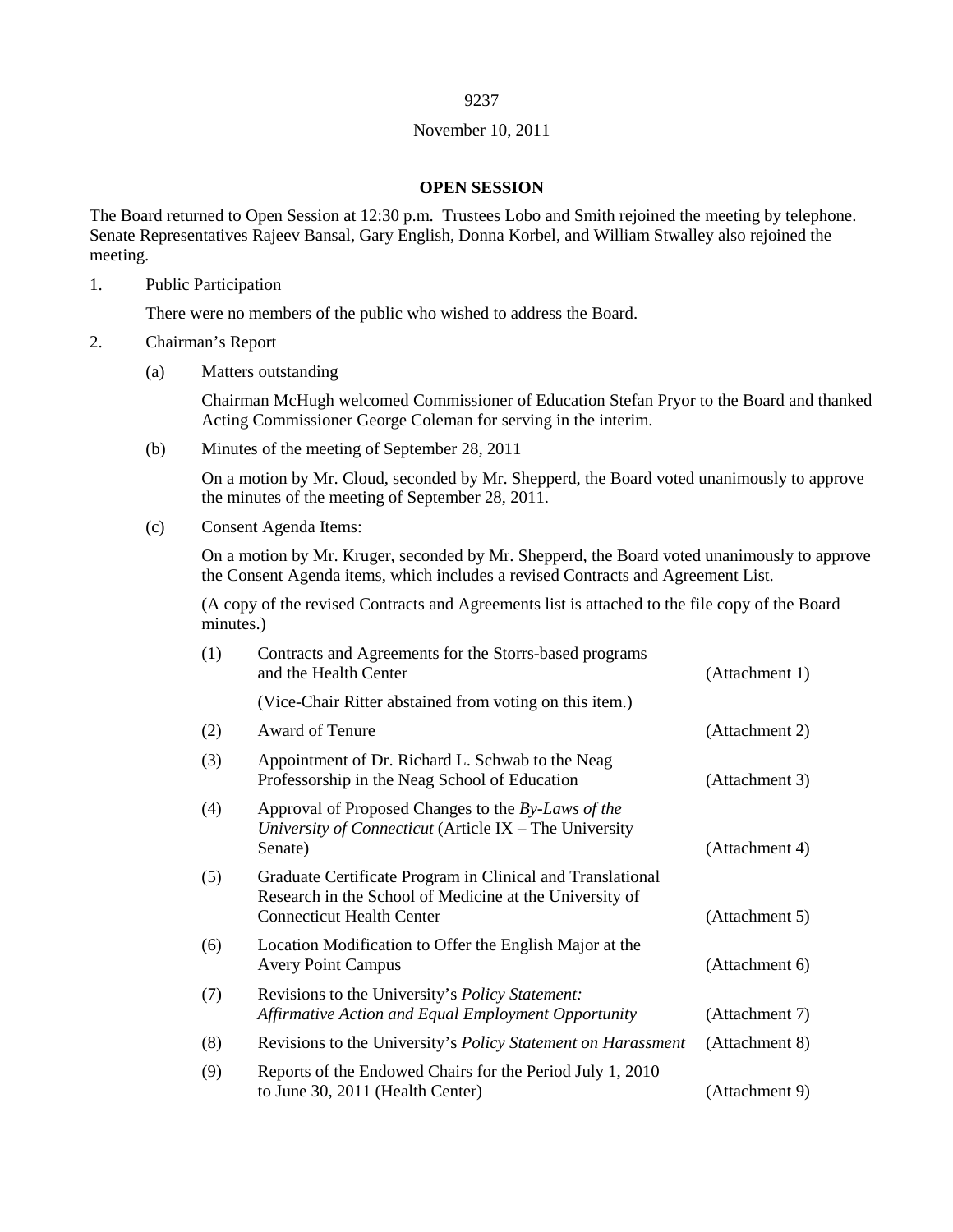November 10, 2011

**OPEN SESSION**

The Board returned to Open Session at 12:30 p.m. Trustees Lobo and Smith rejoined the meeting by telephone. Senate Representatives Rajeev Bansal, Gary English, Donna Korbel, and William Stwalley also rejoined the meeting.

1. Public Participation

   There were no members of the public who wished to address the Board.

2. Chairman's Report

   (a) Matters outstanding

   Chairman McHugh welcomed Commissioner of Education Stefan Pryor to the Board and thanked Acting Commissioner George Coleman for serving in the interim.

   (b) Minutes of the meeting of September 28, 2011

   On a motion by Mr. Cloud, seconded by Mr. Shepperd, the Board voted unanimously to approve the minutes of the meeting of September 28, 2011.

   (c) Consent Agenda Items:

   On a motion by Mr. Kruger, seconded by Mr. Shepperd, the Board voted unanimously to approve the Consent Agenda items, which includes a revised Contracts and Agreement List.

   (A copy of the revised Contracts and Agreements list is attached to the file copy of the Board minutes.)

   (1) Contracts and Agreements for the Storrs-based programs and the Health Center (Attachment 1)

   (Vice-Chair Ritter abstained from voting on this item.)

   (2) Award of Tenure (Attachment 2)

   (3) Appointment of Dr. Richard L. Schwab to the Neag Professorship in the Neag School of Education (Attachment 3)

   (4) Approval of Proposed Changes to the *By-Laws of the University of Connecticut* (Article IX – The University Senate) (Attachment 4)

   (5) Graduate Certificate Program in Clinical and Translational Research in the School of Medicine at the University of Connecticut Health Center (Attachment 5)

   (6) Location Modification to Offer the English Major at the Avery Point Campus (Attachment 6)

   (7) Revisions to the University's *Policy Statement: Affirmative Action and Equal Employment Opportunity* (Attachment 7)

   (8) Revisions to the University's *Policy Statement on Harassment* (Attachment 8)

   (9) Reports of the Endowed Chairs for the Period July 1, 2010 to June 30, 2011 (Health Center) (Attachment 9)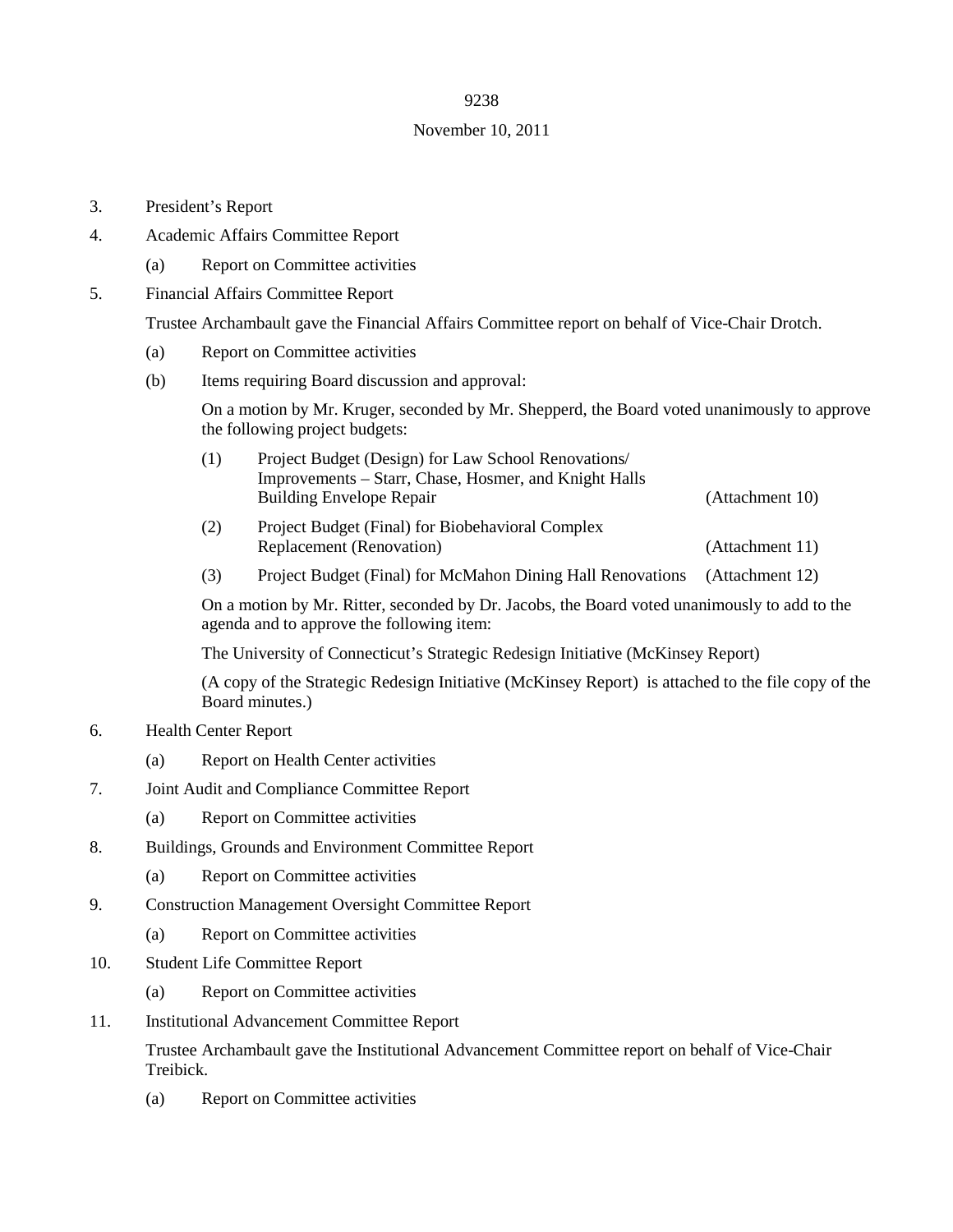3. President's Report

4. Academic Affairs Committee Report

   (a) Report on Committee activities

5. Financial Affairs Committee Report

   Trustee Archambault gave the Financial Affairs Committee report on behalf of Vice-Chair Drotch.

   (a) Report on Committee activities

   (b) Items requiring Board discussion and approval:

   On a motion by Mr. Kruger, seconded by Mr. Shepperd, the Board voted unanimously to approve the following project budgets:

   (1) Project Budget (Design) for Law School Renovations/ Improvements – Starr, Chase, Hosmer, and Knight Halls Building Envelope Repair (Attachment 10)

   (2) Project Budget (Final) for Biobehavioral Complex Replacement (Renovation) (Attachment 11)

   (3) Project Budget (Final) for McMahon Dining Hall Renovations (Attachment 12)

   On a motion by Mr. Ritter, seconded by Dr. Jacobs, the Board voted unanimously to add to the agenda and to approve the following item:

   The University of Connecticut's Strategic Redesign Initiative (McKinsey Report)

   (A copy of the Strategic Redesign Initiative (McKinsey Report) is attached to the file copy of the Board minutes.)

6. Health Center Report

   (a) Report on Health Center activities

7. Joint Audit and Compliance Committee Report

   (a) Report on Committee activities

8. Buildings, Grounds and Environment Committee Report

   (a) Report on Committee activities

9. Construction Management Oversight Committee Report

   (a) Report on Committee activities

10. Student Life Committee Report

    (a) Report on Committee activities

11. Institutional Advancement Committee Report

    Trustee Archambault gave the Institutional Advancement Committee report on behalf of Vice-Chair Treibick.

    (a) Report on Committee activities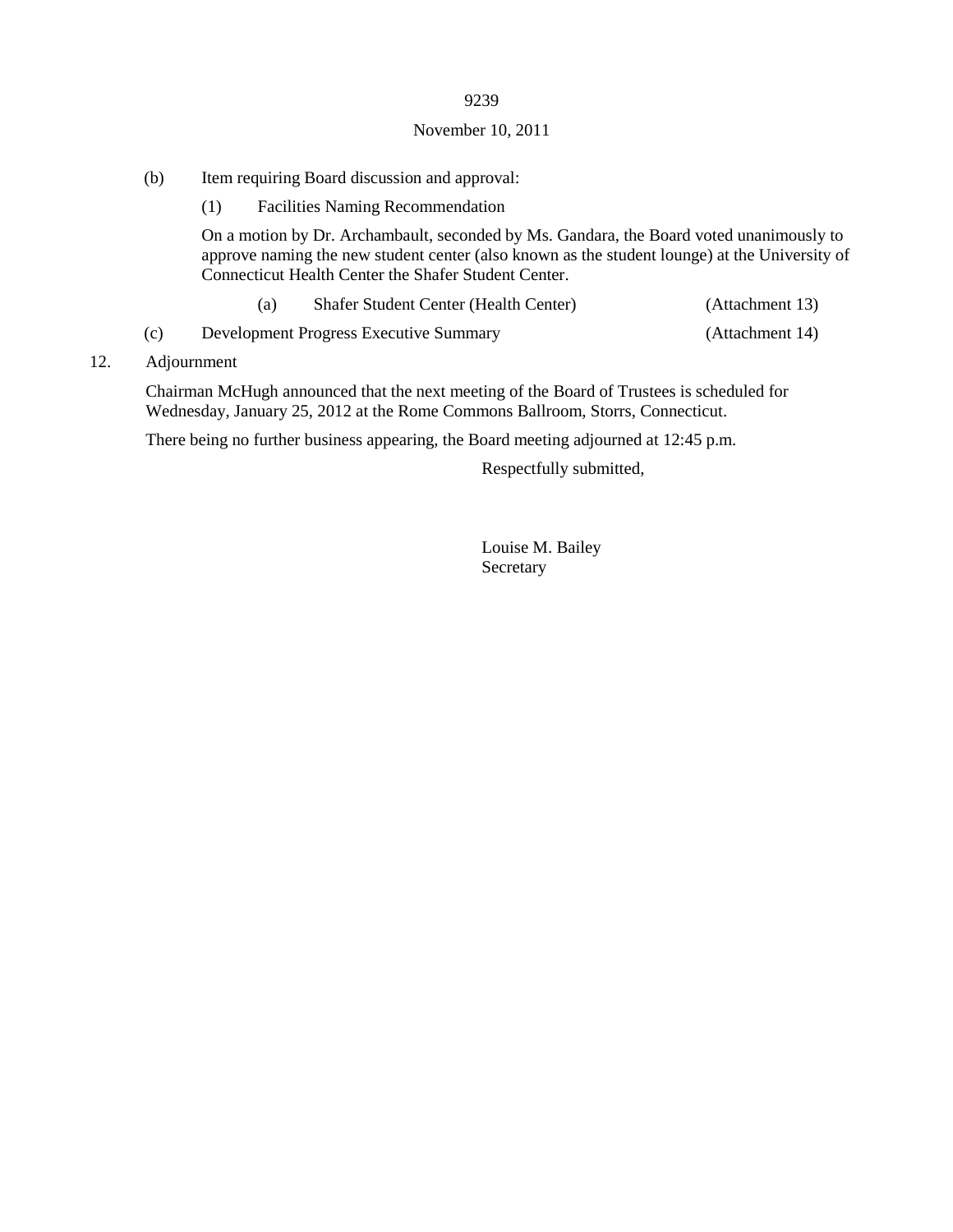November 10, 2011

(b) Item requiring Board discussion and approval:

(1) Facilities Naming Recommendation

On a motion by Dr. Archambault, seconded by Ms. Gandara, the Board voted unanimously to approve naming the new student center (also known as the student lounge) at the University of Connecticut Health Center the Shafer Student Center.

(a) Shafer Student Center (Health Center) (Attachment 13)

(c) Development Progress Executive Summary (Attachment 14)

12. Adjournment

Chairman McHugh announced that the next meeting of the Board of Trustees is scheduled for Wednesday, January 25, 2012 at the Rome Commons Ballroom, Storrs, Connecticut.

There being no further business appearing, the Board meeting adjourned at 12:45 p.m.

Respectfully submitted,

Louise M. Bailey
Secretary